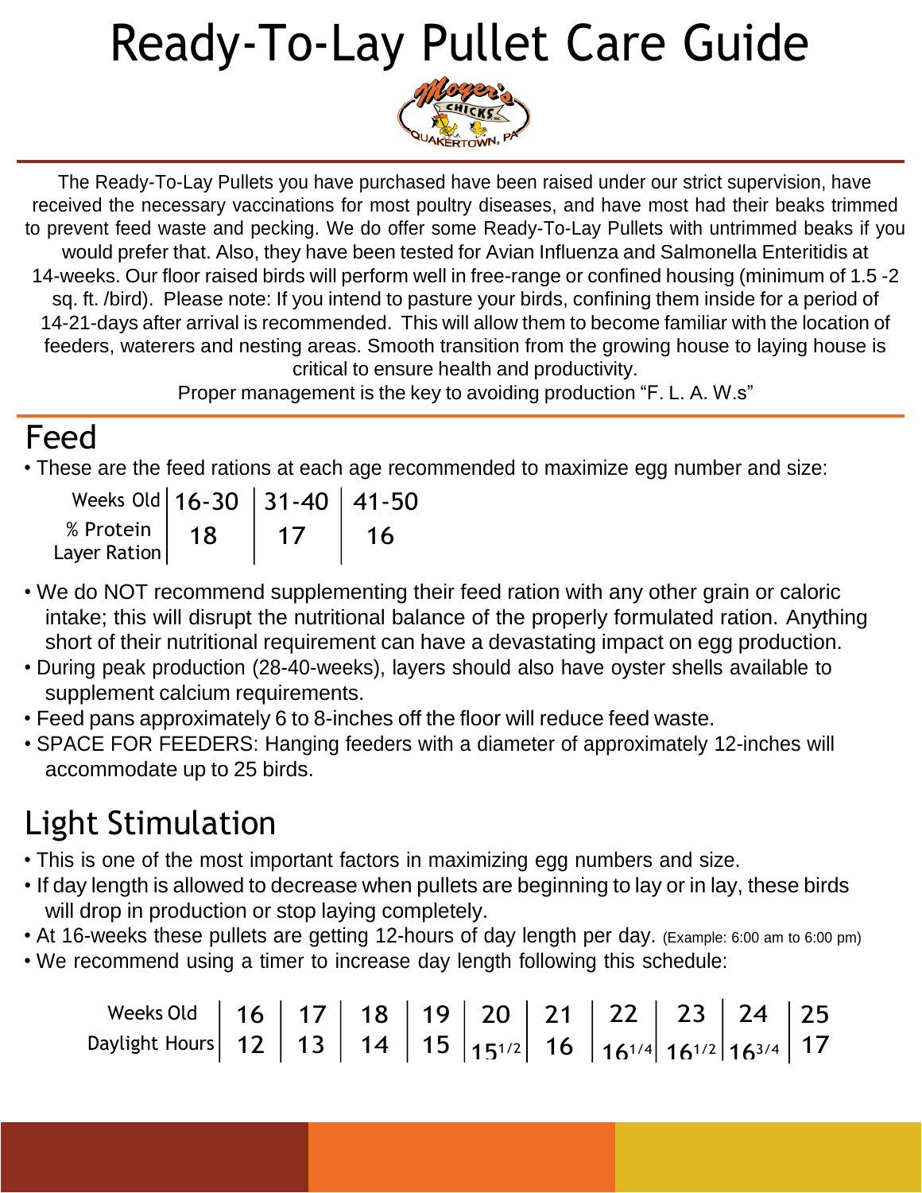# Ready-To-Lay Pullet Care Guide

The Ready-To-Lay Pullets you have purchased have been raised under our strict supervision, have received the necessary vaccinations for most poultry diseases, and have most had their beaks trimmed to prevent feed waste and pecking. We do offer some Ready-To-Lay Pullets with untrimmed beaks if you would prefer that. Also, they have been tested for Avian Influenza and Salmonella Enteritidis at 14-weeks. Our floor raised birds will perform well in free-range or confined housing (minimum of 1.5 -2 sq. ft. /bird). Please note: If you intend to pasture your birds, confining them inside for a period of 14-21-days after arrival is recommended. This will allow them to become familiar with the location of feeders, waterers and nesting areas. Smooth transition from the growing house to laying house is critical to ensure health and productivity.

Proper management is the key to avoiding production "F. L. A. W.s"

## Feed

- These are the feed rations at each age recommended to maximize egg number and size:

| Weeks Old | 16-30 | 31-40 | 41-50 |
|---|---|---|---|
| % Protein Layer Ration | 18 | 17 | 16 |

- We do NOT recommend supplementing their feed ration with any other grain or caloric intake; this will disrupt the nutritional balance of the properly formulated ration. Anything short of their nutritional requirement can have a devastating impact on egg production.
- During peak production (28-40-weeks), layers should also have oyster shells available to supplement calcium requirements.
- Feed pans approximately 6 to 8-inches off the floor will reduce feed waste.
- SPACE FOR FEEDERS: Hanging feeders with a diameter of approximately 12-inches will accommodate up to 25 birds.

## Light Stimulation

- This is one of the most important factors in maximizing egg numbers and size.
- If day length is allowed to decrease when pullets are beginning to lay or in lay, these birds will drop in production or stop laying completely.
- At 16-weeks these pullets are getting 12-hours of day length per day. (Example: 6:00 am to 6:00 pm)
- We recommend using a timer to increase day length following this schedule:

| Weeks Old | 16 | 17 | 18 | 19 | 20 | 21 | 22 | 23 | 24 | 25 |
|---|---|---|---|---|---|---|---|---|---|---|
| Daylight Hours | 12 | 13 | 14 | 15 | 15 1/2 | 16 | 16 1/4 | 16 1/2 | 16 3/4 | 17 |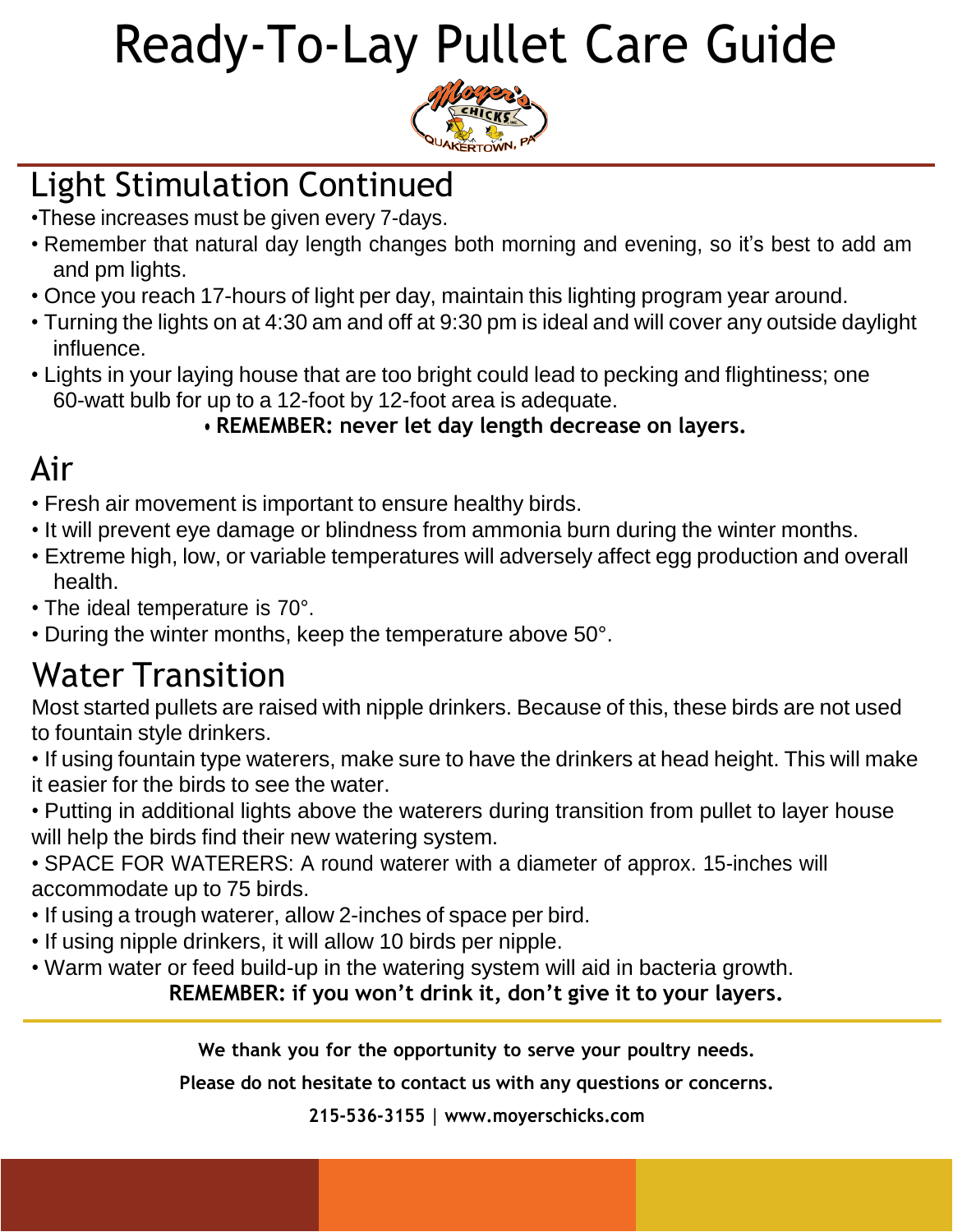# Ready-To-Lay Pullet Care Guide

## Light Stimulation Continued

- These increases must be given every 7-days.
- Remember that natural day length changes both morning and evening, so it's best to add am and pm lights.
- Once you reach 17-hours of light per day, maintain this lighting program year around.
- Turning the lights on at 4:30 am and off at 9:30 pm is ideal and will cover any outside daylight influence.
- Lights in your laying house that are too bright could lead to pecking and flightiness; one 60-watt bulb for up to a 12-foot by 12-foot area is adequate.

• **REMEMBER: never let day length decrease on layers.**

## Air

- Fresh air movement is important to ensure healthy birds.
- It will prevent eye damage or blindness from ammonia burn during the winter months.
- Extreme high, low, or variable temperatures will adversely affect egg production and overall health.
- The ideal temperature is 70°.
- During the winter months, keep the temperature above 50°.

## Water Transition

Most started pullets are raised with nipple drinkers. Because of this, these birds are not used to fountain style drinkers.

- If using fountain type waterers, make sure to have the drinkers at head height. This will make it easier for the birds to see the water.
- Putting in additional lights above the waterers during transition from pullet to layer house will help the birds find their new watering system.
- SPACE FOR WATERERS: A round waterer with a diameter of approx. 15-inches will accommodate up to 75 birds.
- If using a trough waterer, allow 2-inches of space per bird.
- If using nipple drinkers, it will allow 10 birds per nipple.
- Warm water or feed build-up in the watering system will aid in bacteria growth.

**REMEMBER: if you won't drink it, don't give it to your layers.**

---

**We thank you for the opportunity to serve your poultry needs.**

**Please do not hesitate to contact us with any questions or concerns.**

**215-536-3155 | www.moyerschicks.com**